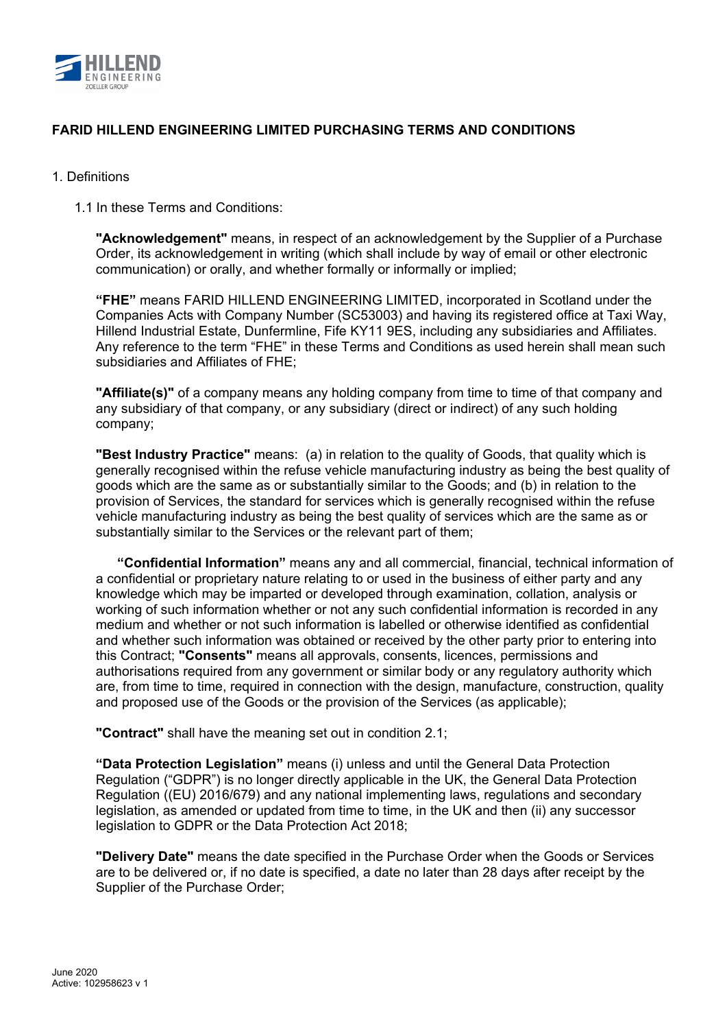# FARID HILLEND ENGINEERING LIMITED PURCHASING TERMS AND CONDITIONS

1. Definitions

1.1 In these Terms and Conditions:

**"Acknowledgement"** means, in respect of an acknowledgement by the Supplier of a Purchase Order, its acknowledgement in writing (which shall include by way of email or other electronic communication) or orally, and whether formally or informally or implied;

**"FHE"** means FARID HILLEND ENGINEERING LIMITED, incorporated in Scotland under the Companies Acts with Company Number (SC53003) and having its registered office at Taxi Way, Hillend Industrial Estate, Dunfermline, Fife KY11 9ES, including any subsidiaries and Affiliates. Any reference to the term "FHE" in these Terms and Conditions as used herein shall mean such subsidiaries and Affiliates of FHE;

**"Affiliate(s)"** of a company means any holding company from time to time of that company and any subsidiary of that company, or any subsidiary (direct or indirect) of any such holding company;

**"Best Industry Practice"** means: (a) in relation to the quality of Goods, that quality which is generally recognised within the refuse vehicle manufacturing industry as being the best quality of goods which are the same as or substantially similar to the Goods; and (b) in relation to the provision of Services, the standard for services which is generally recognised within the refuse vehicle manufacturing industry as being the best quality of services which are the same as or substantially similar to the Services or the relevant part of them;

**"Confidential Information"** means any and all commercial, financial, technical information of a confidential or proprietary nature relating to or used in the business of either party and any knowledge which may be imparted or developed through examination, collation, analysis or working of such information whether or not any such confidential information is recorded in any medium and whether or not such information is labelled or otherwise identified as confidential and whether such information was obtained or received by the other party prior to entering into this Contract; **"Consents"** means all approvals, consents, licences, permissions and authorisations required from any government or similar body or any regulatory authority which are, from time to time, required in connection with the design, manufacture, construction, quality and proposed use of the Goods or the provision of the Services (as applicable);

**"Contract"** shall have the meaning set out in condition 2.1;

**"Data Protection Legislation"** means (i) unless and until the General Data Protection Regulation ("GDPR") is no longer directly applicable in the UK, the General Data Protection Regulation ((EU) 2016/679) and any national implementing laws, regulations and secondary legislation, as amended or updated from time to time, in the UK and then (ii) any successor legislation to GDPR or the Data Protection Act 2018;

**"Delivery Date"** means the date specified in the Purchase Order when the Goods or Services are to be delivered or, if no date is specified, a date no later than 28 days after receipt by the Supplier of the Purchase Order;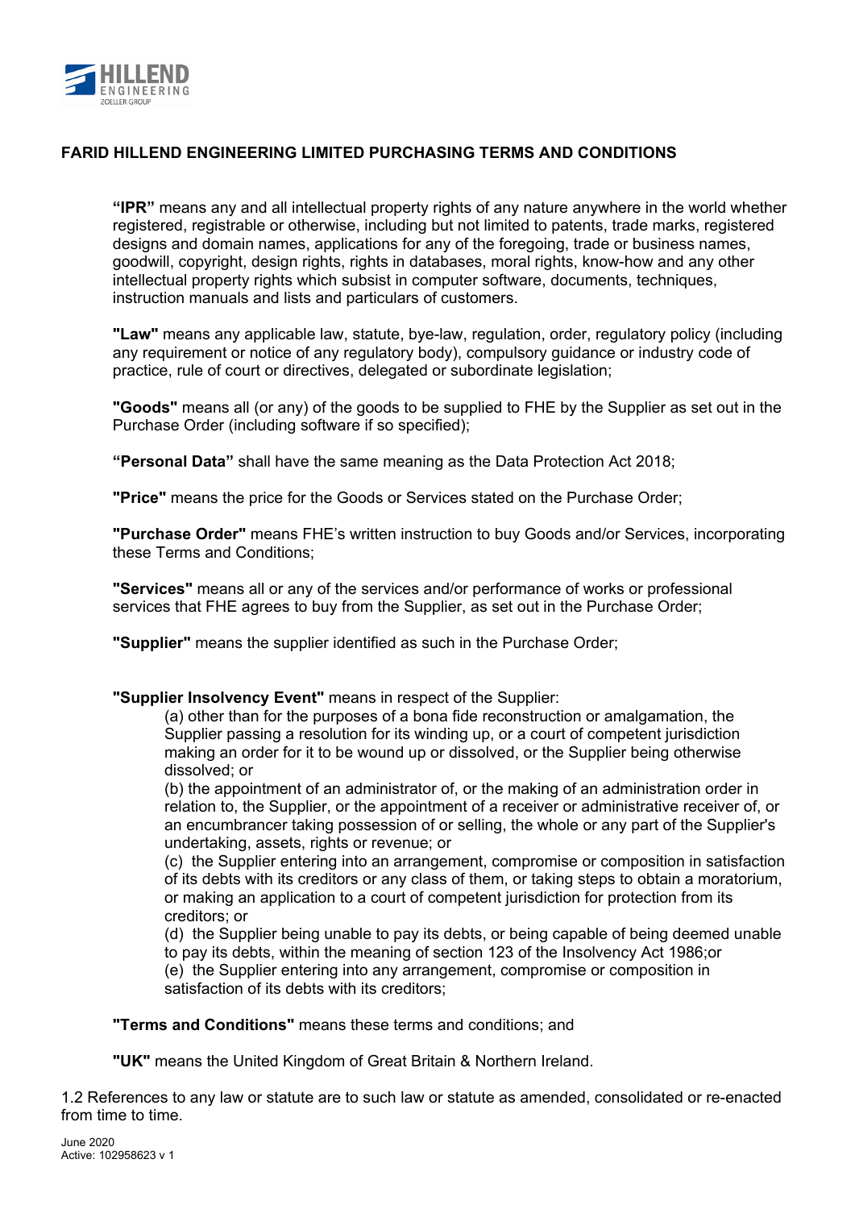**FARID HILLEND ENGINEERING LIMITED PURCHASING TERMS AND CONDITIONS**

**"IPR"** means any and all intellectual property rights of any nature anywhere in the world whether registered, registrable or otherwise, including but not limited to patents, trade marks, registered designs and domain names, applications for any of the foregoing, trade or business names, goodwill, copyright, design rights, rights in databases, moral rights, know-how and any other intellectual property rights which subsist in computer software, documents, techniques, instruction manuals and lists and particulars of customers.

**"Law"** means any applicable law, statute, bye-law, regulation, order, regulatory policy (including any requirement or notice of any regulatory body), compulsory guidance or industry code of practice, rule of court or directives, delegated or subordinate legislation;

**"Goods"** means all (or any) of the goods to be supplied to FHE by the Supplier as set out in the Purchase Order (including software if so specified);

**"Personal Data"** shall have the same meaning as the Data Protection Act 2018;

**"Price"** means the price for the Goods or Services stated on the Purchase Order;

**"Purchase Order"** means FHE's written instruction to buy Goods and/or Services, incorporating these Terms and Conditions;

**"Services"** means all or any of the services and/or performance of works or professional services that FHE agrees to buy from the Supplier, as set out in the Purchase Order;

**"Supplier"** means the supplier identified as such in the Purchase Order;

**"Supplier Insolvency Event"** means in respect of the Supplier:

(a) other than for the purposes of a bona fide reconstruction or amalgamation, the Supplier passing a resolution for its winding up, or a court of competent jurisdiction making an order for it to be wound up or dissolved, or the Supplier being otherwise dissolved; or

(b) the appointment of an administrator of, or the making of an administration order in relation to, the Supplier, or the appointment of a receiver or administrative receiver of, or an encumbrancer taking possession of or selling, the whole or any part of the Supplier's undertaking, assets, rights or revenue; or

(c) the Supplier entering into an arrangement, compromise or composition in satisfaction of its debts with its creditors or any class of them, or taking steps to obtain a moratorium, or making an application to a court of competent jurisdiction for protection from its creditors; or

(d) the Supplier being unable to pay its debts, or being capable of being deemed unable to pay its debts, within the meaning of section 123 of the Insolvency Act 1986;or

(e) the Supplier entering into any arrangement, compromise or composition in satisfaction of its debts with its creditors;

**"Terms and Conditions"** means these terms and conditions; and

**"UK"** means the United Kingdom of Great Britain & Northern Ireland.

1.2 References to any law or statute are to such law or statute as amended, consolidated or re-enacted from time to time.

June 2020
Active: 102958623 v 1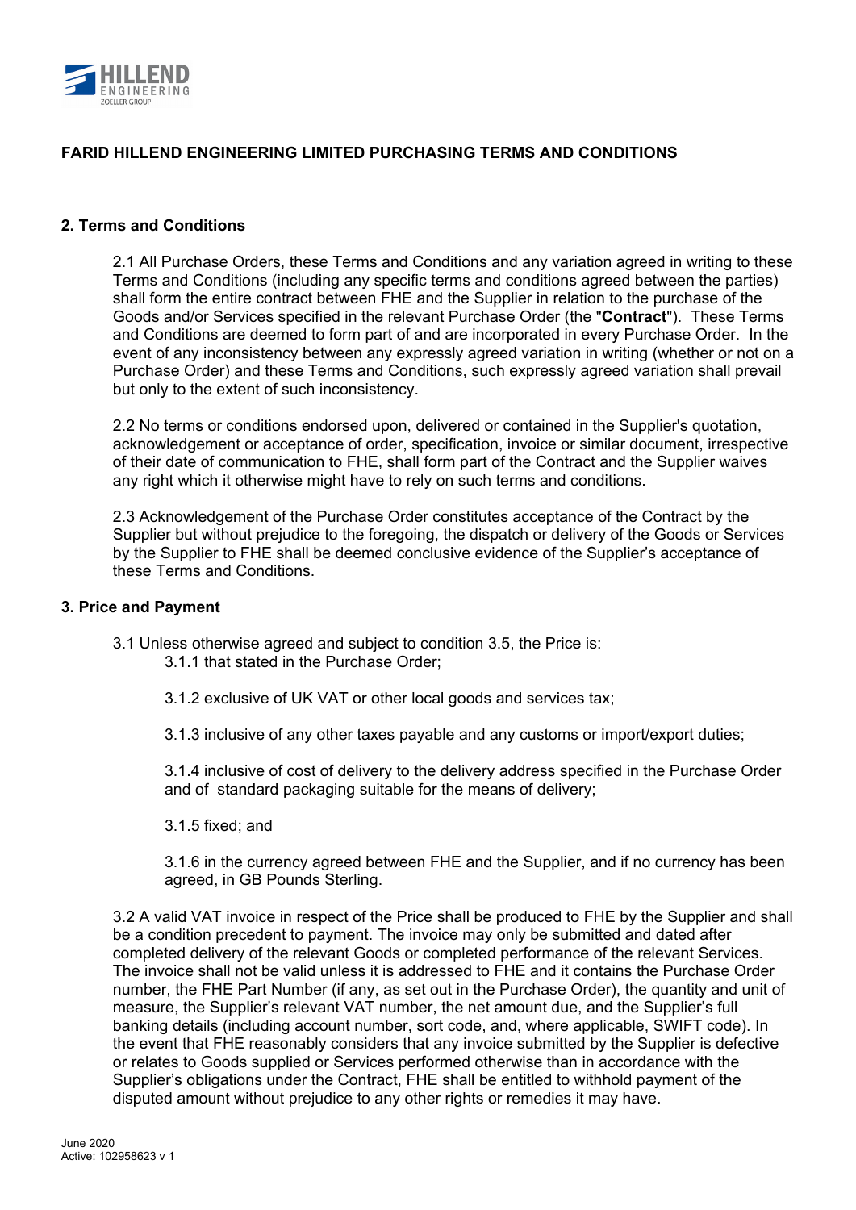## FARID HILLEND ENGINEERING LIMITED PURCHASING TERMS AND CONDITIONS

### 2. Terms and Conditions

2.1 All Purchase Orders, these Terms and Conditions and any variation agreed in writing to these Terms and Conditions (including any specific terms and conditions agreed between the parties) shall form the entire contract between FHE and the Supplier in relation to the purchase of the Goods and/or Services specified in the relevant Purchase Order (the "**Contract**"). These Terms and Conditions are deemed to form part of and are incorporated in every Purchase Order. In the event of any inconsistency between any expressly agreed variation in writing (whether or not on a Purchase Order) and these Terms and Conditions, such expressly agreed variation shall prevail but only to the extent of such inconsistency.

2.2 No terms or conditions endorsed upon, delivered or contained in the Supplier's quotation, acknowledgement or acceptance of order, specification, invoice or similar document, irrespective of their date of communication to FHE, shall form part of the Contract and the Supplier waives any right which it otherwise might have to rely on such terms and conditions.

2.3 Acknowledgement of the Purchase Order constitutes acceptance of the Contract by the Supplier but without prejudice to the foregoing, the dispatch or delivery of the Goods or Services by the Supplier to FHE shall be deemed conclusive evidence of the Supplier's acceptance of these Terms and Conditions.

### 3. Price and Payment

3.1 Unless otherwise agreed and subject to condition 3.5, the Price is:

3.1.1 that stated in the Purchase Order;

3.1.2 exclusive of UK VAT or other local goods and services tax;

3.1.3 inclusive of any other taxes payable and any customs or import/export duties;

3.1.4 inclusive of cost of delivery to the delivery address specified in the Purchase Order and of standard packaging suitable for the means of delivery;

3.1.5 fixed; and

3.1.6 in the currency agreed between FHE and the Supplier, and if no currency has been agreed, in GB Pounds Sterling.

3.2 A valid VAT invoice in respect of the Price shall be produced to FHE by the Supplier and shall be a condition precedent to payment. The invoice may only be submitted and dated after completed delivery of the relevant Goods or completed performance of the relevant Services. The invoice shall not be valid unless it is addressed to FHE and it contains the Purchase Order number, the FHE Part Number (if any, as set out in the Purchase Order), the quantity and unit of measure, the Supplier's relevant VAT number, the net amount due, and the Supplier's full banking details (including account number, sort code, and, where applicable, SWIFT code). In the event that FHE reasonably considers that any invoice submitted by the Supplier is defective or relates to Goods supplied or Services performed otherwise than in accordance with the Supplier's obligations under the Contract, FHE shall be entitled to withhold payment of the disputed amount without prejudice to any other rights or remedies it may have.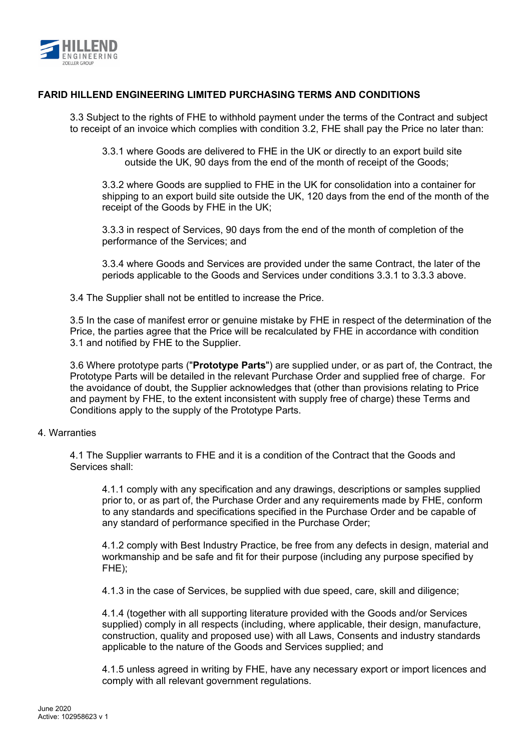**FARID HILLEND ENGINEERING LIMITED PURCHASING TERMS AND CONDITIONS**

3.3 Subject to the rights of FHE to withhold payment under the terms of the Contract and subject to receipt of an invoice which complies with condition 3.2, FHE shall pay the Price no later than:

3.3.1 where Goods are delivered to FHE in the UK or directly to an export build site outside the UK, 90 days from the end of the month of receipt of the Goods;

3.3.2 where Goods are supplied to FHE in the UK for consolidation into a container for shipping to an export build site outside the UK, 120 days from the end of the month of the receipt of the Goods by FHE in the UK;

3.3.3 in respect of Services, 90 days from the end of the month of completion of the performance of the Services; and

3.3.4 where Goods and Services are provided under the same Contract, the later of the periods applicable to the Goods and Services under conditions 3.3.1 to 3.3.3 above.

3.4 The Supplier shall not be entitled to increase the Price.

3.5 In the case of manifest error or genuine mistake by FHE in respect of the determination of the Price, the parties agree that the Price will be recalculated by FHE in accordance with condition 3.1 and notified by FHE to the Supplier.

3.6 Where prototype parts ("**Prototype Parts**") are supplied under, or as part of, the Contract, the Prototype Parts will be detailed in the relevant Purchase Order and supplied free of charge. For the avoidance of doubt, the Supplier acknowledges that (other than provisions relating to Price and payment by FHE, to the extent inconsistent with supply free of charge) these Terms and Conditions apply to the supply of the Prototype Parts.

4. Warranties

4.1 The Supplier warrants to FHE and it is a condition of the Contract that the Goods and Services shall:

4.1.1 comply with any specification and any drawings, descriptions or samples supplied prior to, or as part of, the Purchase Order and any requirements made by FHE, conform to any standards and specifications specified in the Purchase Order and be capable of any standard of performance specified in the Purchase Order;

4.1.2 comply with Best Industry Practice, be free from any defects in design, material and workmanship and be safe and fit for their purpose (including any purpose specified by FHE);

4.1.3 in the case of Services, be supplied with due speed, care, skill and diligence;

4.1.4 (together with all supporting literature provided with the Goods and/or Services supplied) comply in all respects (including, where applicable, their design, manufacture, construction, quality and proposed use) with all Laws, Consents and industry standards applicable to the nature of the Goods and Services supplied; and

4.1.5 unless agreed in writing by FHE, have any necessary export or import licences and comply with all relevant government regulations.

June 2020
Active: 102958623 v 1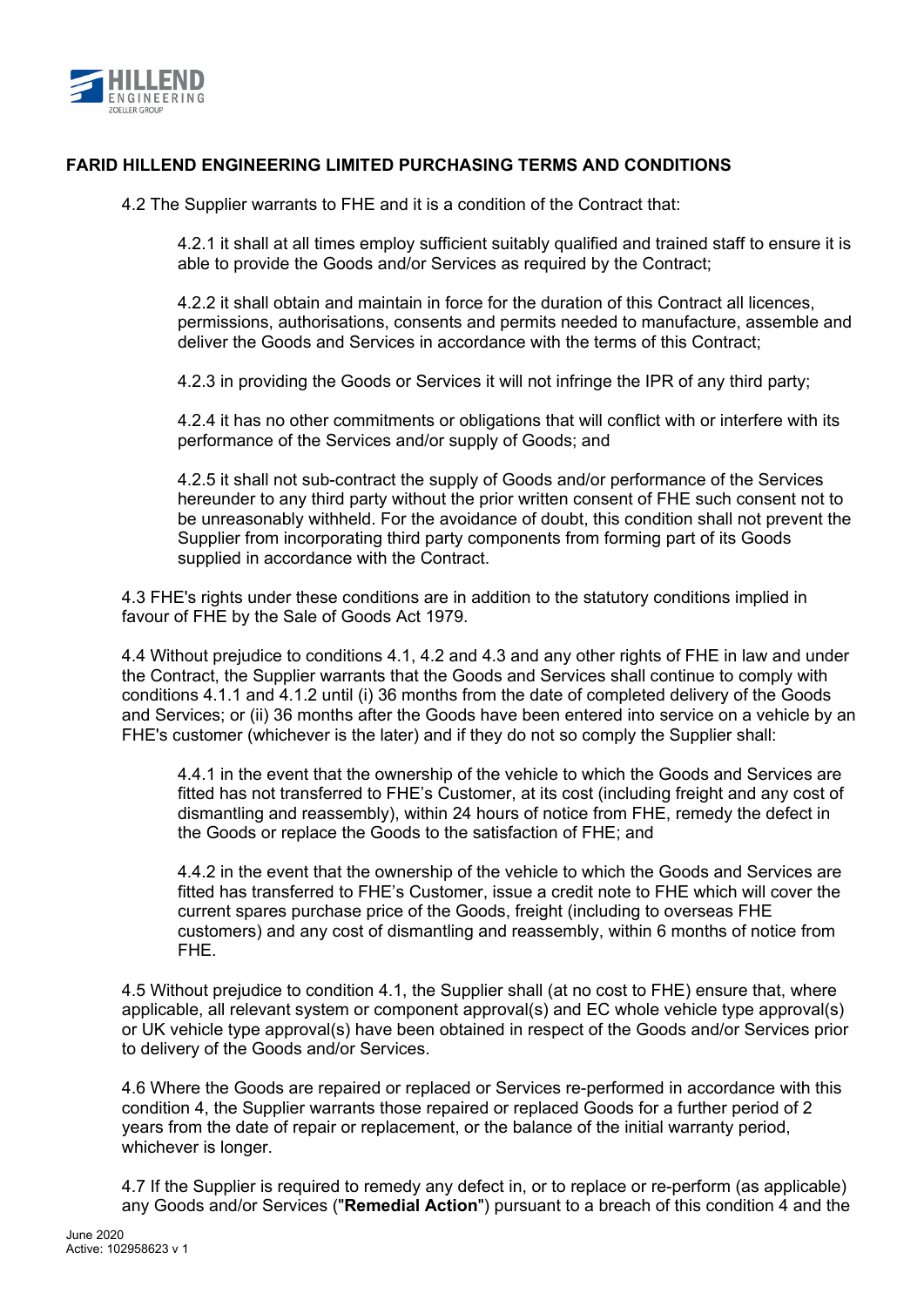# FARID HILLEND ENGINEERING LIMITED PURCHASING TERMS AND CONDITIONS

4.2 The Supplier warrants to FHE and it is a condition of the Contract that:

4.2.1 it shall at all times employ sufficient suitably qualified and trained staff to ensure it is able to provide the Goods and/or Services as required by the Contract;

4.2.2 it shall obtain and maintain in force for the duration of this Contract all licences, permissions, authorisations, consents and permits needed to manufacture, assemble and deliver the Goods and Services in accordance with the terms of this Contract;

4.2.3 in providing the Goods or Services it will not infringe the IPR of any third party;

4.2.4 it has no other commitments or obligations that will conflict with or interfere with its performance of the Services and/or supply of Goods; and

4.2.5 it shall not sub-contract the supply of Goods and/or performance of the Services hereunder to any third party without the prior written consent of FHE such consent not to be unreasonably withheld. For the avoidance of doubt, this condition shall not prevent the Supplier from incorporating third party components from forming part of its Goods supplied in accordance with the Contract.

4.3 FHE's rights under these conditions are in addition to the statutory conditions implied in favour of FHE by the Sale of Goods Act 1979.

4.4 Without prejudice to conditions 4.1, 4.2 and 4.3 and any other rights of FHE in law and under the Contract, the Supplier warrants that the Goods and Services shall continue to comply with conditions 4.1.1 and 4.1.2 until (i) 36 months from the date of completed delivery of the Goods and Services; or (ii) 36 months after the Goods have been entered into service on a vehicle by an FHE's customer (whichever is the later) and if they do not so comply the Supplier shall:

4.4.1 in the event that the ownership of the vehicle to which the Goods and Services are fitted has not transferred to FHE's Customer, at its cost (including freight and any cost of dismantling and reassembly), within 24 hours of notice from FHE, remedy the defect in the Goods or replace the Goods to the satisfaction of FHE; and

4.4.2 in the event that the ownership of the vehicle to which the Goods and Services are fitted has transferred to FHE's Customer, issue a credit note to FHE which will cover the current spares purchase price of the Goods, freight (including to overseas FHE customers) and any cost of dismantling and reassembly, within 6 months of notice from FHE.

4.5 Without prejudice to condition 4.1, the Supplier shall (at no cost to FHE) ensure that, where applicable, all relevant system or component approval(s) and EC whole vehicle type approval(s) or UK vehicle type approval(s) have been obtained in respect of the Goods and/or Services prior to delivery of the Goods and/or Services.

4.6 Where the Goods are repaired or replaced or Services re-performed in accordance with this condition 4, the Supplier warrants those repaired or replaced Goods for a further period of 2 years from the date of repair or replacement, or the balance of the initial warranty period, whichever is longer.

4.7 If the Supplier is required to remedy any defect in, or to replace or re-perform (as applicable) any Goods and/or Services ("**Remedial Action**") pursuant to a breach of this condition 4 and the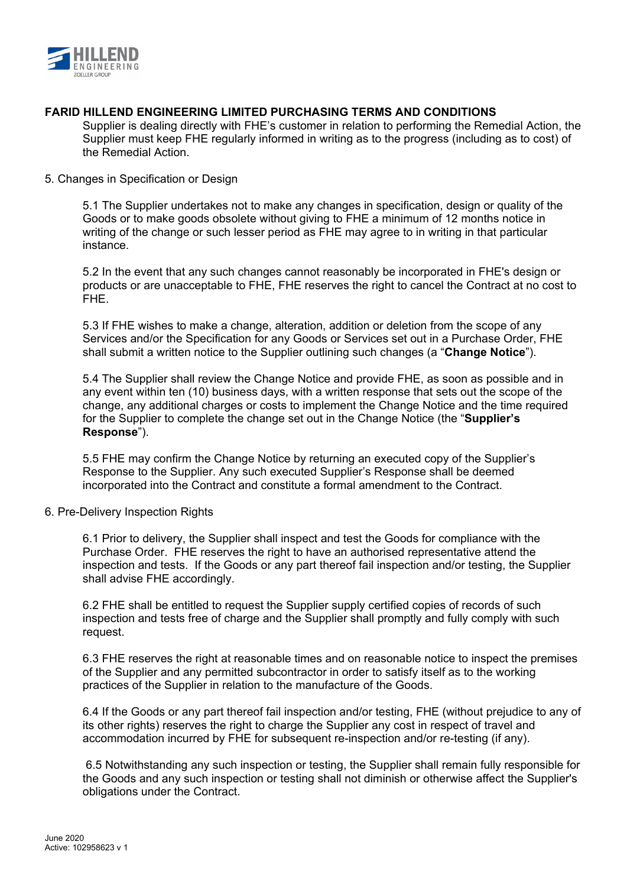Supplier is dealing directly with FHE's customer in relation to performing the Remedial Action, the Supplier must keep FHE regularly informed in writing as to the progress (including as to cost) of the Remedial Action.

5. Changes in Specification or Design

5.1 The Supplier undertakes not to make any changes in specification, design or quality of the Goods or to make goods obsolete without giving to FHE a minimum of 12 months notice in writing of the change or such lesser period as FHE may agree to in writing in that particular instance.

5.2 In the event that any such changes cannot reasonably be incorporated in FHE's design or products or are unacceptable to FHE, FHE reserves the right to cancel the Contract at no cost to FHE.

5.3 If FHE wishes to make a change, alteration, addition or deletion from the scope of any Services and/or the Specification for any Goods or Services set out in a Purchase Order, FHE shall submit a written notice to the Supplier outlining such changes (a "**Change Notice**").

5.4 The Supplier shall review the Change Notice and provide FHE, as soon as possible and in any event within ten (10) business days, with a written response that sets out the scope of the change, any additional charges or costs to implement the Change Notice and the time required for the Supplier to complete the change set out in the Change Notice (the "**Supplier's Response**").

5.5 FHE may confirm the Change Notice by returning an executed copy of the Supplier's Response to the Supplier. Any such executed Supplier's Response shall be deemed incorporated into the Contract and constitute a formal amendment to the Contract.

6. Pre-Delivery Inspection Rights

6.1 Prior to delivery, the Supplier shall inspect and test the Goods for compliance with the Purchase Order. FHE reserves the right to have an authorised representative attend the inspection and tests. If the Goods or any part thereof fail inspection and/or testing, the Supplier shall advise FHE accordingly.

6.2 FHE shall be entitled to request the Supplier supply certified copies of records of such inspection and tests free of charge and the Supplier shall promptly and fully comply with such request.

6.3 FHE reserves the right at reasonable times and on reasonable notice to inspect the premises of the Supplier and any permitted subcontractor in order to satisfy itself as to the working practices of the Supplier in relation to the manufacture of the Goods.

6.4 If the Goods or any part thereof fail inspection and/or testing, FHE (without prejudice to any of its other rights) reserves the right to charge the Supplier any cost in respect of travel and accommodation incurred by FHE for subsequent re-inspection and/or re-testing (if any).

6.5 Notwithstanding any such inspection or testing, the Supplier shall remain fully responsible for the Goods and any such inspection or testing shall not diminish or otherwise affect the Supplier's obligations under the Contract.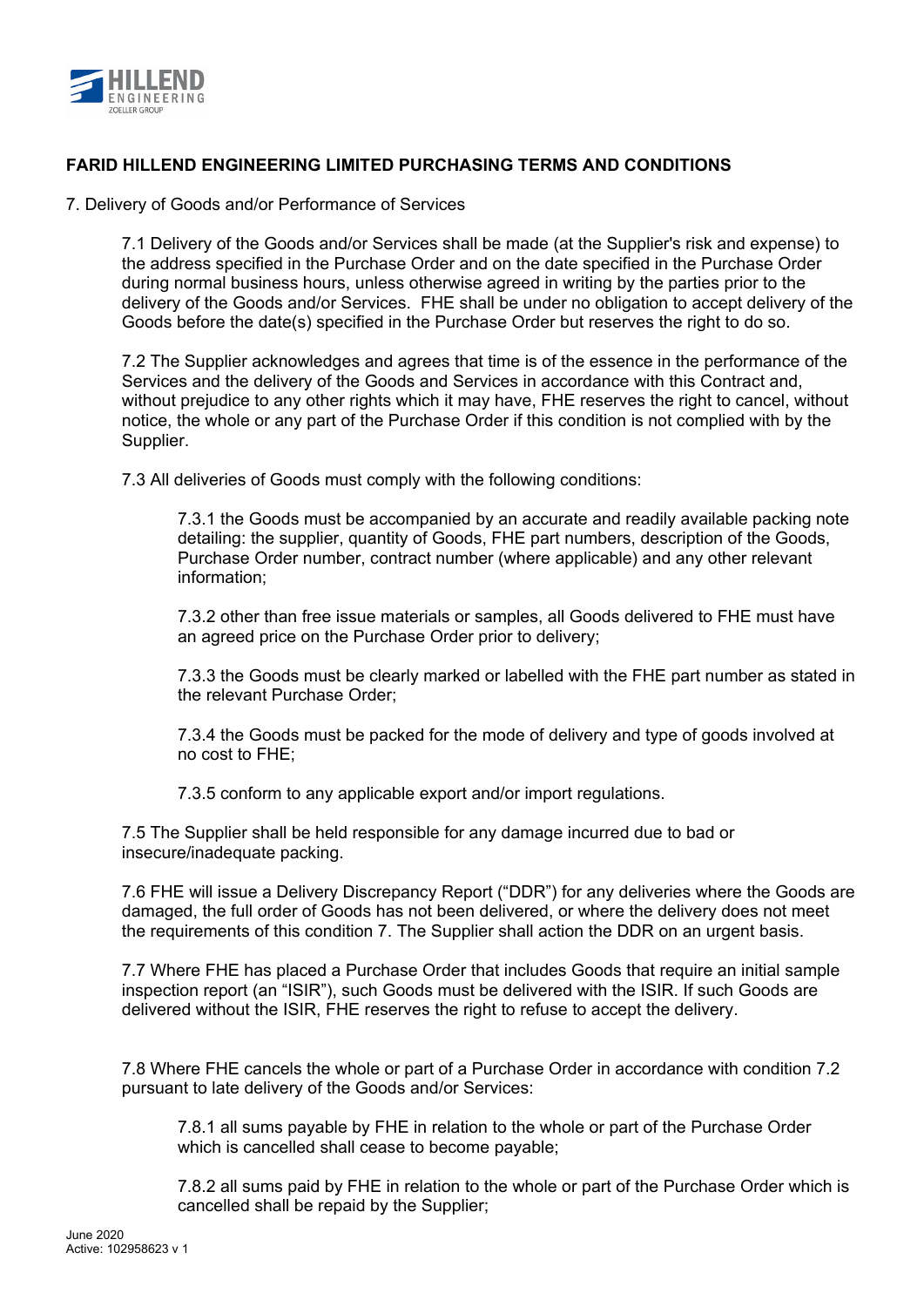## FARID HILLEND ENGINEERING LIMITED PURCHASING TERMS AND CONDITIONS

7. Delivery of Goods and/or Performance of Services

7.1 Delivery of the Goods and/or Services shall be made (at the Supplier's risk and expense) to the address specified in the Purchase Order and on the date specified in the Purchase Order during normal business hours, unless otherwise agreed in writing by the parties prior to the delivery of the Goods and/or Services. FHE shall be under no obligation to accept delivery of the Goods before the date(s) specified in the Purchase Order but reserves the right to do so.

7.2 The Supplier acknowledges and agrees that time is of the essence in the performance of the Services and the delivery of the Goods and Services in accordance with this Contract and, without prejudice to any other rights which it may have, FHE reserves the right to cancel, without notice, the whole or any part of the Purchase Order if this condition is not complied with by the Supplier.

7.3 All deliveries of Goods must comply with the following conditions:

7.3.1 the Goods must be accompanied by an accurate and readily available packing note detailing: the supplier, quantity of Goods, FHE part numbers, description of the Goods, Purchase Order number, contract number (where applicable) and any other relevant information;

7.3.2 other than free issue materials or samples, all Goods delivered to FHE must have an agreed price on the Purchase Order prior to delivery;

7.3.3 the Goods must be clearly marked or labelled with the FHE part number as stated in the relevant Purchase Order;

7.3.4 the Goods must be packed for the mode of delivery and type of goods involved at no cost to FHE;

7.3.5 conform to any applicable export and/or import regulations.

7.5 The Supplier shall be held responsible for any damage incurred due to bad or insecure/inadequate packing.

7.6 FHE will issue a Delivery Discrepancy Report ("DDR") for any deliveries where the Goods are damaged, the full order of Goods has not been delivered, or where the delivery does not meet the requirements of this condition 7. The Supplier shall action the DDR on an urgent basis.

7.7 Where FHE has placed a Purchase Order that includes Goods that require an initial sample inspection report (an "ISIR"), such Goods must be delivered with the ISIR. If such Goods are delivered without the ISIR, FHE reserves the right to refuse to accept the delivery.

7.8 Where FHE cancels the whole or part of a Purchase Order in accordance with condition 7.2 pursuant to late delivery of the Goods and/or Services:

7.8.1 all sums payable by FHE in relation to the whole or part of the Purchase Order which is cancelled shall cease to become payable;

7.8.2 all sums paid by FHE in relation to the whole or part of the Purchase Order which is cancelled shall be repaid by the Supplier;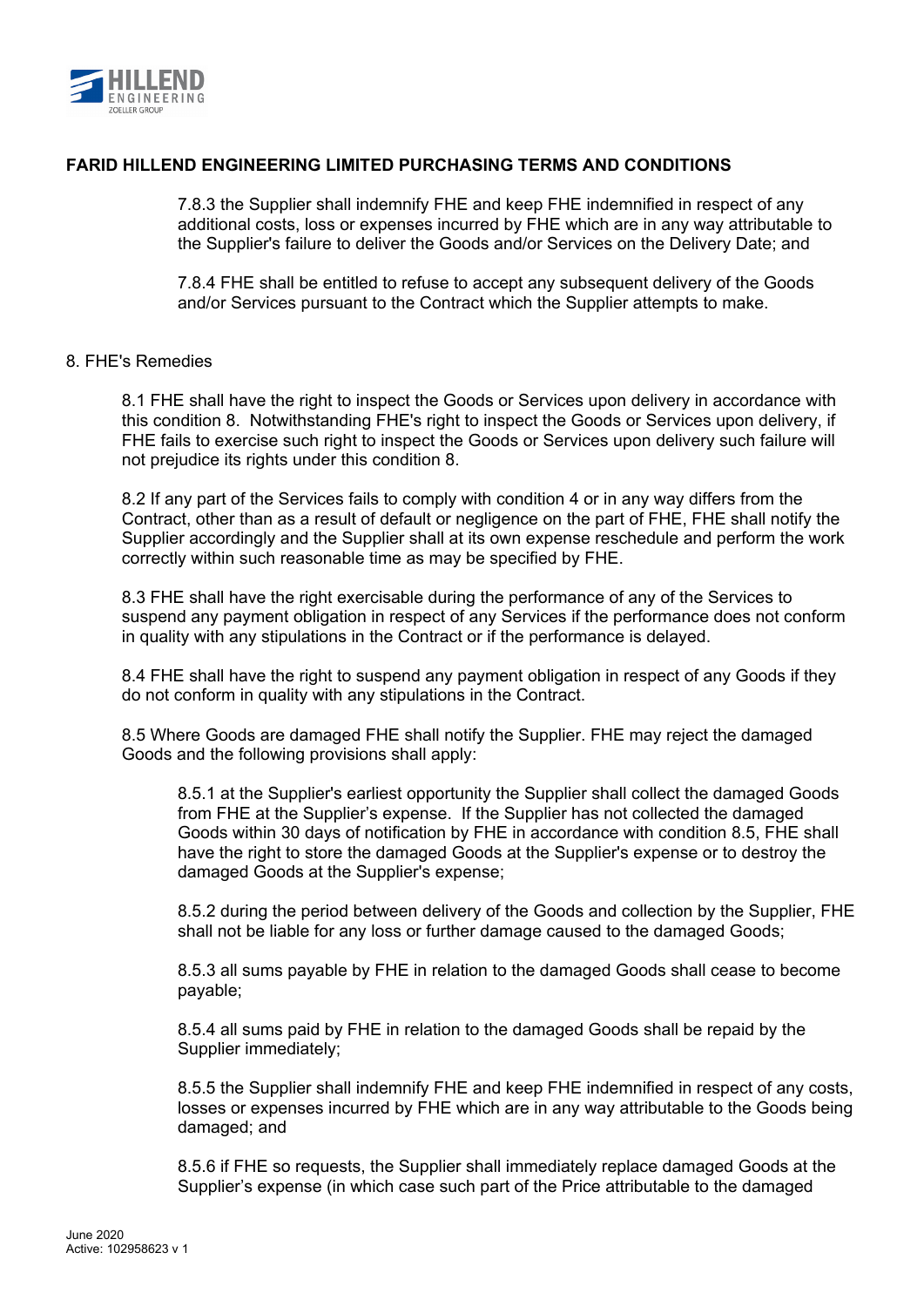## FARID HILLEND ENGINEERING LIMITED PURCHASING TERMS AND CONDITIONS

7.8.3 the Supplier shall indemnify FHE and keep FHE indemnified in respect of any additional costs, loss or expenses incurred by FHE which are in any way attributable to the Supplier's failure to deliver the Goods and/or Services on the Delivery Date; and

7.8.4 FHE shall be entitled to refuse to accept any subsequent delivery of the Goods and/or Services pursuant to the Contract which the Supplier attempts to make.

8. FHE's Remedies

8.1 FHE shall have the right to inspect the Goods or Services upon delivery in accordance with this condition 8. Notwithstanding FHE's right to inspect the Goods or Services upon delivery, if FHE fails to exercise such right to inspect the Goods or Services upon delivery such failure will not prejudice its rights under this condition 8.

8.2 If any part of the Services fails to comply with condition 4 or in any way differs from the Contract, other than as a result of default or negligence on the part of FHE, FHE shall notify the Supplier accordingly and the Supplier shall at its own expense reschedule and perform the work correctly within such reasonable time as may be specified by FHE.

8.3 FHE shall have the right exercisable during the performance of any of the Services to suspend any payment obligation in respect of any Services if the performance does not conform in quality with any stipulations in the Contract or if the performance is delayed.

8.4 FHE shall have the right to suspend any payment obligation in respect of any Goods if they do not conform in quality with any stipulations in the Contract.

8.5 Where Goods are damaged FHE shall notify the Supplier. FHE may reject the damaged Goods and the following provisions shall apply:

8.5.1 at the Supplier's earliest opportunity the Supplier shall collect the damaged Goods from FHE at the Supplier's expense. If the Supplier has not collected the damaged Goods within 30 days of notification by FHE in accordance with condition 8.5, FHE shall have the right to store the damaged Goods at the Supplier's expense or to destroy the damaged Goods at the Supplier's expense;

8.5.2 during the period between delivery of the Goods and collection by the Supplier, FHE shall not be liable for any loss or further damage caused to the damaged Goods;

8.5.3 all sums payable by FHE in relation to the damaged Goods shall cease to become payable;

8.5.4 all sums paid by FHE in relation to the damaged Goods shall be repaid by the Supplier immediately;

8.5.5 the Supplier shall indemnify FHE and keep FHE indemnified in respect of any costs, losses or expenses incurred by FHE which are in any way attributable to the Goods being damaged; and

8.5.6 if FHE so requests, the Supplier shall immediately replace damaged Goods at the Supplier's expense (in which case such part of the Price attributable to the damaged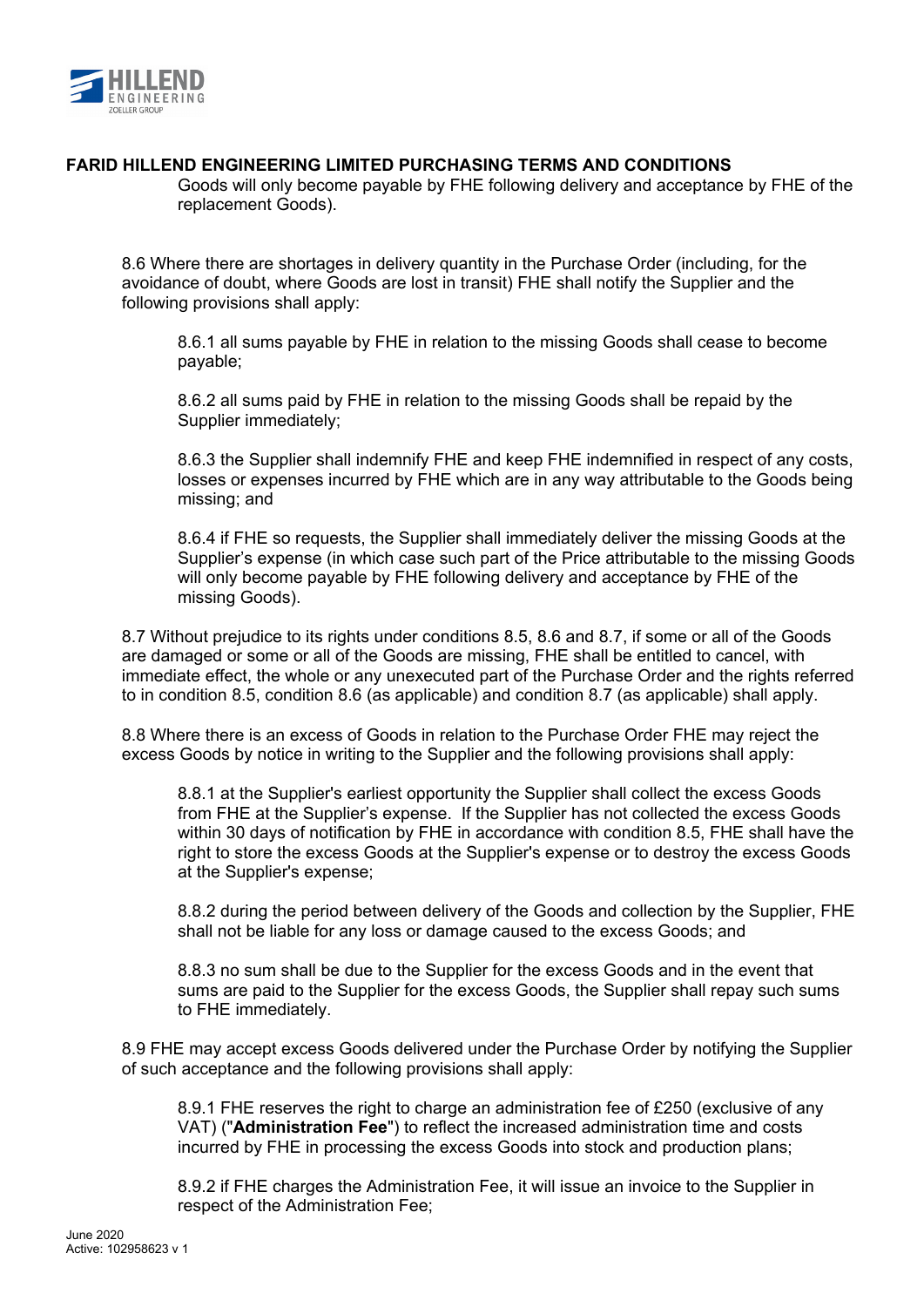Goods will only become payable by FHE following delivery and acceptance by FHE of the replacement Goods).

8.6 Where there are shortages in delivery quantity in the Purchase Order (including, for the avoidance of doubt, where Goods are lost in transit) FHE shall notify the Supplier and the following provisions shall apply:

8.6.1 all sums payable by FHE in relation to the missing Goods shall cease to become payable;

8.6.2 all sums paid by FHE in relation to the missing Goods shall be repaid by the Supplier immediately;

8.6.3 the Supplier shall indemnify FHE and keep FHE indemnified in respect of any costs, losses or expenses incurred by FHE which are in any way attributable to the Goods being missing; and

8.6.4 if FHE so requests, the Supplier shall immediately deliver the missing Goods at the Supplier's expense (in which case such part of the Price attributable to the missing Goods will only become payable by FHE following delivery and acceptance by FHE of the missing Goods).

8.7 Without prejudice to its rights under conditions 8.5, 8.6 and 8.7, if some or all of the Goods are damaged or some or all of the Goods are missing, FHE shall be entitled to cancel, with immediate effect, the whole or any unexecuted part of the Purchase Order and the rights referred to in condition 8.5, condition 8.6 (as applicable) and condition 8.7 (as applicable) shall apply.

8.8 Where there is an excess of Goods in relation to the Purchase Order FHE may reject the excess Goods by notice in writing to the Supplier and the following provisions shall apply:

8.8.1 at the Supplier's earliest opportunity the Supplier shall collect the excess Goods from FHE at the Supplier's expense. If the Supplier has not collected the excess Goods within 30 days of notification by FHE in accordance with condition 8.5, FHE shall have the right to store the excess Goods at the Supplier's expense or to destroy the excess Goods at the Supplier's expense;

8.8.2 during the period between delivery of the Goods and collection by the Supplier, FHE shall not be liable for any loss or damage caused to the excess Goods; and

8.8.3 no sum shall be due to the Supplier for the excess Goods and in the event that sums are paid to the Supplier for the excess Goods, the Supplier shall repay such sums to FHE immediately.

8.9 FHE may accept excess Goods delivered under the Purchase Order by notifying the Supplier of such acceptance and the following provisions shall apply:

8.9.1 FHE reserves the right to charge an administration fee of £250 (exclusive of any VAT) ("**Administration Fee**") to reflect the increased administration time and costs incurred by FHE in processing the excess Goods into stock and production plans;

8.9.2 if FHE charges the Administration Fee, it will issue an invoice to the Supplier in respect of the Administration Fee;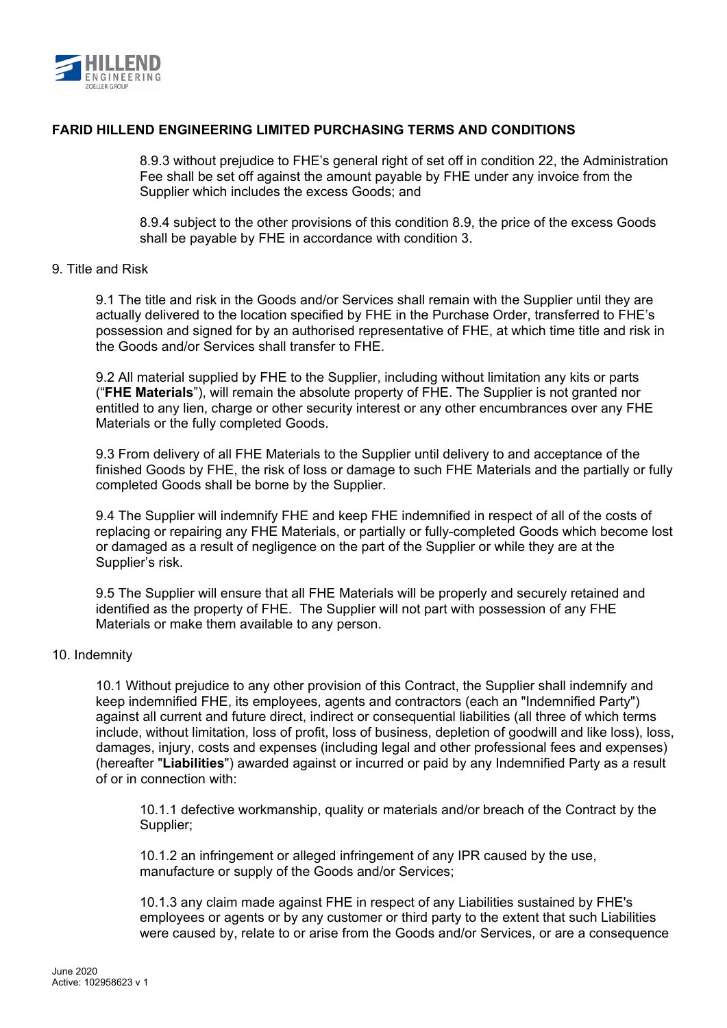## FARID HILLEND ENGINEERING LIMITED PURCHASING TERMS AND CONDITIONS

8.9.3 without prejudice to FHE's general right of set off in condition 22, the Administration Fee shall be set off against the amount payable by FHE under any invoice from the Supplier which includes the excess Goods; and

8.9.4 subject to the other provisions of this condition 8.9, the price of the excess Goods shall be payable by FHE in accordance with condition 3.

9. Title and Risk

9.1 The title and risk in the Goods and/or Services shall remain with the Supplier until they are actually delivered to the location specified by FHE in the Purchase Order, transferred to FHE's possession and signed for by an authorised representative of FHE, at which time title and risk in the Goods and/or Services shall transfer to FHE.

9.2 All material supplied by FHE to the Supplier, including without limitation any kits or parts ("**FHE Materials**"), will remain the absolute property of FHE. The Supplier is not granted nor entitled to any lien, charge or other security interest or any other encumbrances over any FHE Materials or the fully completed Goods.

9.3 From delivery of all FHE Materials to the Supplier until delivery to and acceptance of the finished Goods by FHE, the risk of loss or damage to such FHE Materials and the partially or fully completed Goods shall be borne by the Supplier.

9.4 The Supplier will indemnify FHE and keep FHE indemnified in respect of all of the costs of replacing or repairing any FHE Materials, or partially or fully-completed Goods which become lost or damaged as a result of negligence on the part of the Supplier or while they are at the Supplier's risk.

9.5 The Supplier will ensure that all FHE Materials will be properly and securely retained and identified as the property of FHE. The Supplier will not part with possession of any FHE Materials or make them available to any person.

10. Indemnity

10.1 Without prejudice to any other provision of this Contract, the Supplier shall indemnify and keep indemnified FHE, its employees, agents and contractors (each an "Indemnified Party") against all current and future direct, indirect or consequential liabilities (all three of which terms include, without limitation, loss of profit, loss of business, depletion of goodwill and like loss), loss, damages, injury, costs and expenses (including legal and other professional fees and expenses) (hereafter "**Liabilities**") awarded against or incurred or paid by any Indemnified Party as a result of or in connection with:

10.1.1 defective workmanship, quality or materials and/or breach of the Contract by the Supplier;

10.1.2 an infringement or alleged infringement of any IPR caused by the use, manufacture or supply of the Goods and/or Services;

10.1.3 any claim made against FHE in respect of any Liabilities sustained by FHE's employees or agents or by any customer or third party to the extent that such Liabilities were caused by, relate to or arise from the Goods and/or Services, or are a consequence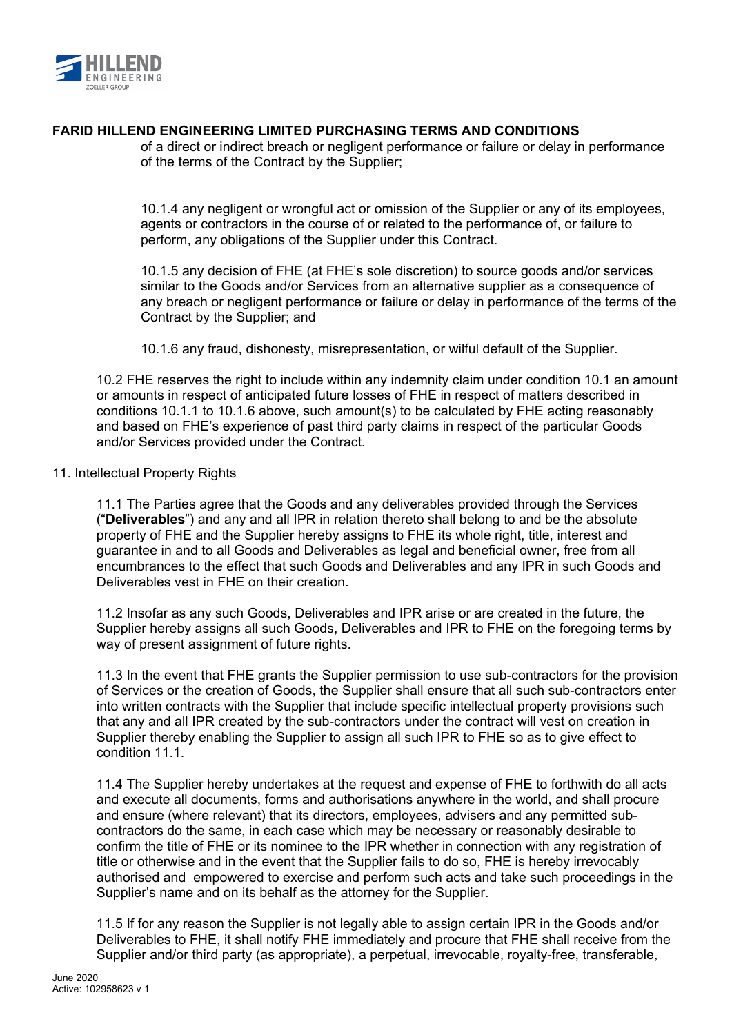of a direct or indirect breach or negligent performance or failure or delay in performance of the terms of the Contract by the Supplier;

10.1.4 any negligent or wrongful act or omission of the Supplier or any of its employees, agents or contractors in the course of or related to the performance of, or failure to perform, any obligations of the Supplier under this Contract.

10.1.5 any decision of FHE (at FHE's sole discretion) to source goods and/or services similar to the Goods and/or Services from an alternative supplier as a consequence of any breach or negligent performance or failure or delay in performance of the terms of the Contract by the Supplier; and

10.1.6 any fraud, dishonesty, misrepresentation, or wilful default of the Supplier.

10.2 FHE reserves the right to include within any indemnity claim under condition 10.1 an amount or amounts in respect of anticipated future losses of FHE in respect of matters described in conditions 10.1.1 to 10.1.6 above, such amount(s) to be calculated by FHE acting reasonably and based on FHE's experience of past third party claims in respect of the particular Goods and/or Services provided under the Contract.

11. Intellectual Property Rights

11.1 The Parties agree that the Goods and any deliverables provided through the Services ("**Deliverables**") and any and all IPR in relation thereto shall belong to and be the absolute property of FHE and the Supplier hereby assigns to FHE its whole right, title, interest and guarantee in and to all Goods and Deliverables as legal and beneficial owner, free from all encumbrances to the effect that such Goods and Deliverables and any IPR in such Goods and Deliverables vest in FHE on their creation.

11.2 Insofar as any such Goods, Deliverables and IPR arise or are created in the future, the Supplier hereby assigns all such Goods, Deliverables and IPR to FHE on the foregoing terms by way of present assignment of future rights.

11.3 In the event that FHE grants the Supplier permission to use sub-contractors for the provision of Services or the creation of Goods, the Supplier shall ensure that all such sub-contractors enter into written contracts with the Supplier that include specific intellectual property provisions such that any and all IPR created by the sub-contractors under the contract will vest on creation in Supplier thereby enabling the Supplier to assign all such IPR to FHE so as to give effect to condition 11.1.

11.4 The Supplier hereby undertakes at the request and expense of FHE to forthwith do all acts and execute all documents, forms and authorisations anywhere in the world, and shall procure and ensure (where relevant) that its directors, employees, advisers and any permitted sub-contractors do the same, in each case which may be necessary or reasonably desirable to confirm the title of FHE or its nominee to the IPR whether in connection with any registration of title or otherwise and in the event that the Supplier fails to do so, FHE is hereby irrevocably authorised and empowered to exercise and perform such acts and take such proceedings in the Supplier's name and on its behalf as the attorney for the Supplier.

11.5 If for any reason the Supplier is not legally able to assign certain IPR in the Goods and/or Deliverables to FHE, it shall notify FHE immediately and procure that FHE shall receive from the Supplier and/or third party (as appropriate), a perpetual, irrevocable, royalty-free, transferable,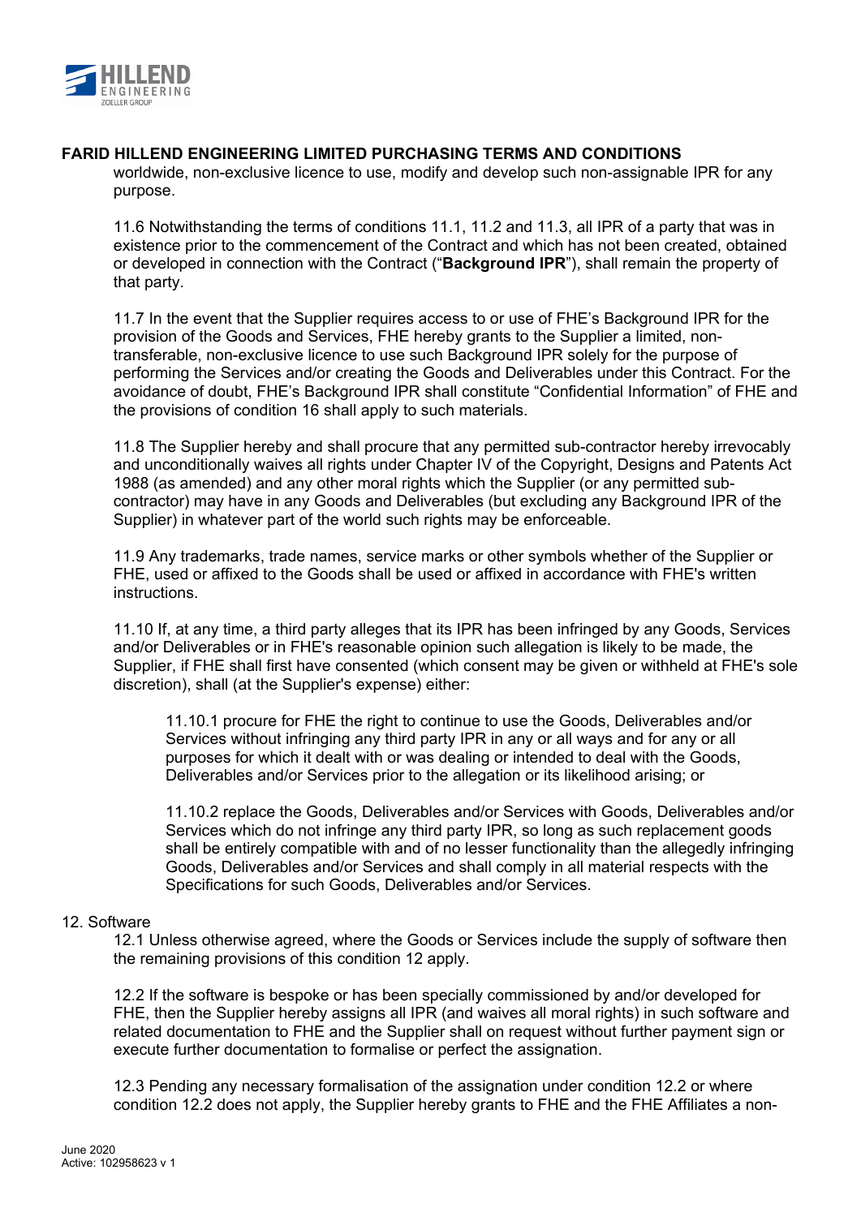worldwide, non-exclusive licence to use, modify and develop such non-assignable IPR for any purpose.

11.6 Notwithstanding the terms of conditions 11.1, 11.2 and 11.3, all IPR of a party that was in existence prior to the commencement of the Contract and which has not been created, obtained or developed in connection with the Contract ("**Background IPR**"), shall remain the property of that party.

11.7 In the event that the Supplier requires access to or use of FHE's Background IPR for the provision of the Goods and Services, FHE hereby grants to the Supplier a limited, non-transferable, non-exclusive licence to use such Background IPR solely for the purpose of performing the Services and/or creating the Goods and Deliverables under this Contract. For the avoidance of doubt, FHE's Background IPR shall constitute "Confidential Information" of FHE and the provisions of condition 16 shall apply to such materials.

11.8 The Supplier hereby and shall procure that any permitted sub-contractor hereby irrevocably and unconditionally waives all rights under Chapter IV of the Copyright, Designs and Patents Act 1988 (as amended) and any other moral rights which the Supplier (or any permitted sub-contractor) may have in any Goods and Deliverables (but excluding any Background IPR of the Supplier) in whatever part of the world such rights may be enforceable.

11.9 Any trademarks, trade names, service marks or other symbols whether of the Supplier or FHE, used or affixed to the Goods shall be used or affixed in accordance with FHE's written instructions.

11.10 If, at any time, a third party alleges that its IPR has been infringed by any Goods, Services and/or Deliverables or in FHE's reasonable opinion such allegation is likely to be made, the Supplier, if FHE shall first have consented (which consent may be given or withheld at FHE's sole discretion), shall (at the Supplier's expense) either:

> 11.10.1 procure for FHE the right to continue to use the Goods, Deliverables and/or Services without infringing any third party IPR in any or all ways and for any or all purposes for which it dealt with or was dealing or intended to deal with the Goods, Deliverables and/or Services prior to the allegation or its likelihood arising; or
>
> 11.10.2 replace the Goods, Deliverables and/or Services with Goods, Deliverables and/or Services which do not infringe any third party IPR, so long as such replacement goods shall be entirely compatible with and of no lesser functionality than the allegedly infringing Goods, Deliverables and/or Services and shall comply in all material respects with the Specifications for such Goods, Deliverables and/or Services.

12. Software

12.1 Unless otherwise agreed, where the Goods or Services include the supply of software then the remaining provisions of this condition 12 apply.

12.2 If the software is bespoke or has been specially commissioned by and/or developed for FHE, then the Supplier hereby assigns all IPR (and waives all moral rights) in such software and related documentation to FHE and the Supplier shall on request without further payment sign or execute further documentation to formalise or perfect the assignation.

12.3 Pending any necessary formalisation of the assignation under condition 12.2 or where condition 12.2 does not apply, the Supplier hereby grants to FHE and the FHE Affiliates a non-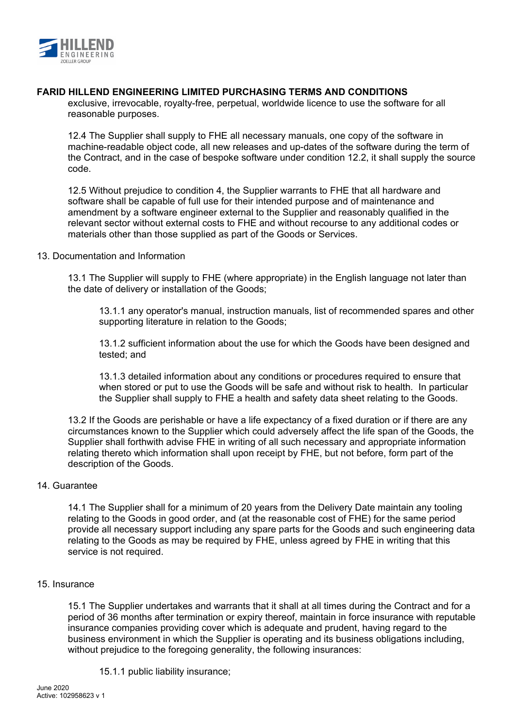exclusive, irrevocable, royalty-free, perpetual, worldwide licence to use the software for all reasonable purposes.

12.4 The Supplier shall supply to FHE all necessary manuals, one copy of the software in machine-readable object code, all new releases and up-dates of the software during the term of the Contract, and in the case of bespoke software under condition 12.2, it shall supply the source code.

12.5 Without prejudice to condition 4, the Supplier warrants to FHE that all hardware and software shall be capable of full use for their intended purpose and of maintenance and amendment by a software engineer external to the Supplier and reasonably qualified in the relevant sector without external costs to FHE and without recourse to any additional codes or materials other than those supplied as part of the Goods or Services.

13. Documentation and Information

13.1 The Supplier will supply to FHE (where appropriate) in the English language not later than the date of delivery or installation of the Goods;

13.1.1 any operator's manual, instruction manuals, list of recommended spares and other supporting literature in relation to the Goods;

13.1.2 sufficient information about the use for which the Goods have been designed and tested; and

13.1.3 detailed information about any conditions or procedures required to ensure that when stored or put to use the Goods will be safe and without risk to health. In particular the Supplier shall supply to FHE a health and safety data sheet relating to the Goods.

13.2 If the Goods are perishable or have a life expectancy of a fixed duration or if there are any circumstances known to the Supplier which could adversely affect the life span of the Goods, the Supplier shall forthwith advise FHE in writing of all such necessary and appropriate information relating thereto which information shall upon receipt by FHE, but not before, form part of the description of the Goods.

14. Guarantee

14.1 The Supplier shall for a minimum of 20 years from the Delivery Date maintain any tooling relating to the Goods in good order, and (at the reasonable cost of FHE) for the same period provide all necessary support including any spare parts for the Goods and such engineering data relating to the Goods as may be required by FHE, unless agreed by FHE in writing that this service is not required.

15. Insurance

15.1 The Supplier undertakes and warrants that it shall at all times during the Contract and for a period of 36 months after termination or expiry thereof, maintain in force insurance with reputable insurance companies providing cover which is adequate and prudent, having regard to the business environment in which the Supplier is operating and its business obligations including, without prejudice to the foregoing generality, the following insurances:

15.1.1 public liability insurance;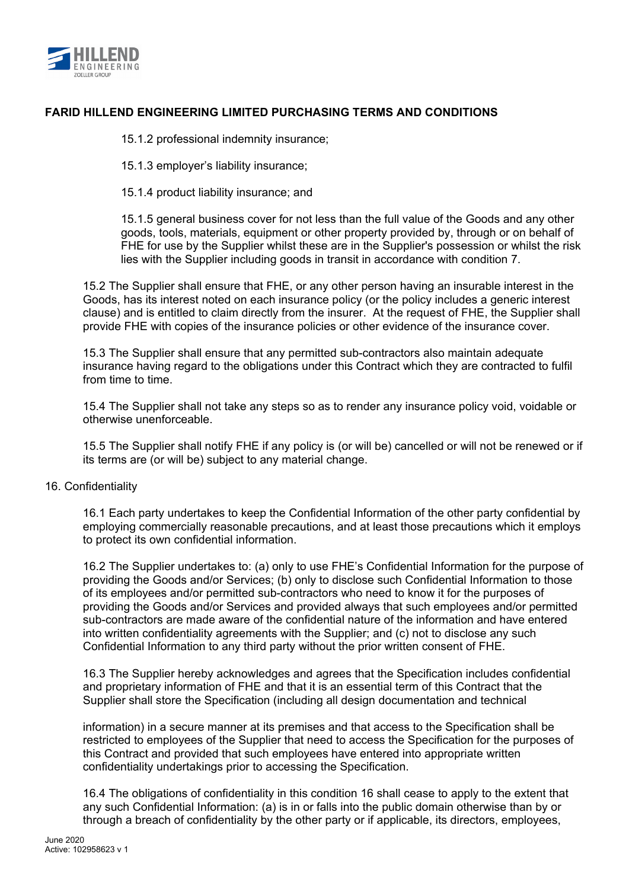15.1.2 professional indemnity insurance;

15.1.3 employer's liability insurance;

15.1.4 product liability insurance; and

15.1.5 general business cover for not less than the full value of the Goods and any other goods, tools, materials, equipment or other property provided by, through or on behalf of FHE for use by the Supplier whilst these are in the Supplier's possession or whilst the risk lies with the Supplier including goods in transit in accordance with condition 7.

15.2 The Supplier shall ensure that FHE, or any other person having an insurable interest in the Goods, has its interest noted on each insurance policy (or the policy includes a generic interest clause) and is entitled to claim directly from the insurer. At the request of FHE, the Supplier shall provide FHE with copies of the insurance policies or other evidence of the insurance cover.

15.3 The Supplier shall ensure that any permitted sub-contractors also maintain adequate insurance having regard to the obligations under this Contract which they are contracted to fulfil from time to time.

15.4 The Supplier shall not take any steps so as to render any insurance policy void, voidable or otherwise unenforceable.

15.5 The Supplier shall notify FHE if any policy is (or will be) cancelled or will not be renewed or if its terms are (or will be) subject to any material change.

16. Confidentiality

16.1 Each party undertakes to keep the Confidential Information of the other party confidential by employing commercially reasonable precautions, and at least those precautions which it employs to protect its own confidential information.

16.2 The Supplier undertakes to: (a) only to use FHE's Confidential Information for the purpose of providing the Goods and/or Services; (b) only to disclose such Confidential Information to those of its employees and/or permitted sub-contractors who need to know it for the purposes of providing the Goods and/or Services and provided always that such employees and/or permitted sub-contractors are made aware of the confidential nature of the information and have entered into written confidentiality agreements with the Supplier; and (c) not to disclose any such Confidential Information to any third party without the prior written consent of FHE.

16.3 The Supplier hereby acknowledges and agrees that the Specification includes confidential and proprietary information of FHE and that it is an essential term of this Contract that the Supplier shall store the Specification (including all design documentation and technical information) in a secure manner at its premises and that access to the Specification shall be restricted to employees of the Supplier that need to access the Specification for the purposes of this Contract and provided that such employees have entered into appropriate written confidentiality undertakings prior to accessing the Specification.

16.4 The obligations of confidentiality in this condition 16 shall cease to apply to the extent that any such Confidential Information: (a) is in or falls into the public domain otherwise than by or through a breach of confidentiality by the other party or if applicable, its directors, employees,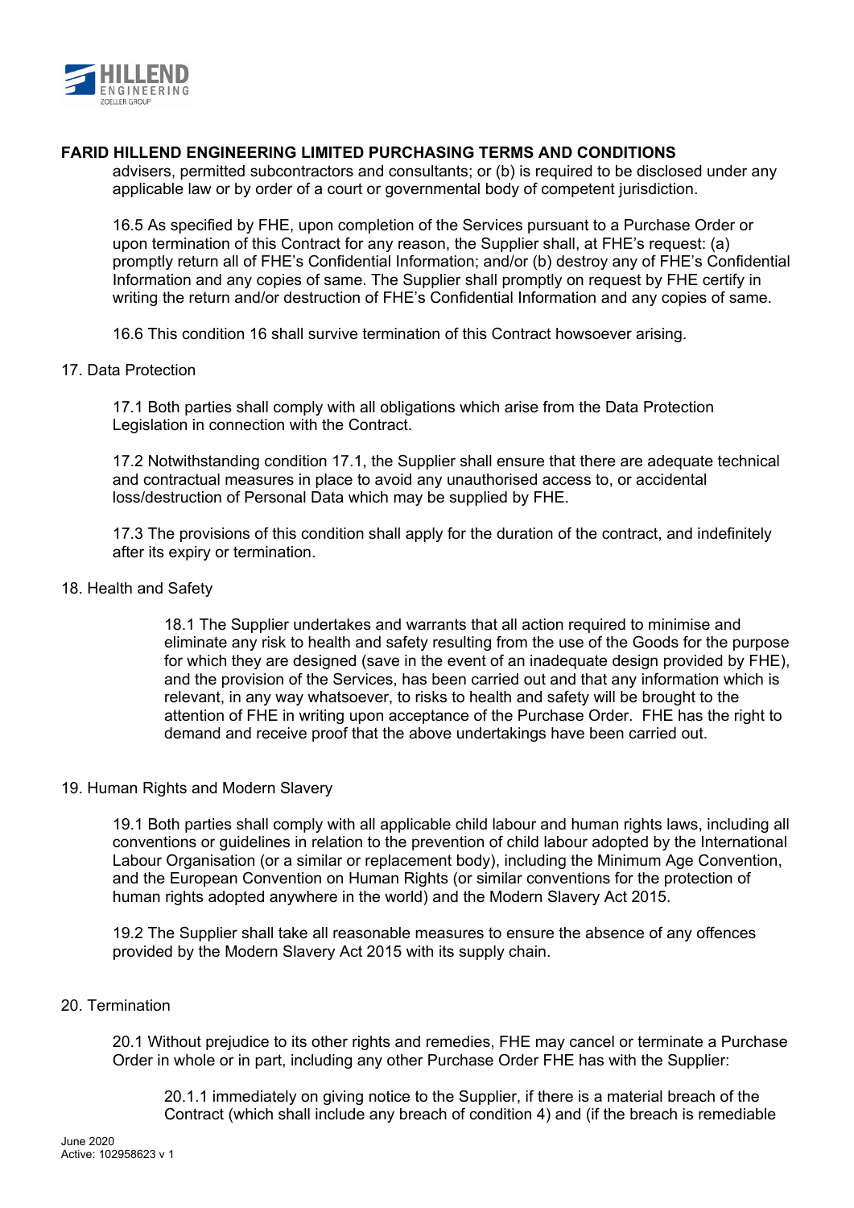advisers, permitted subcontractors and consultants; or (b) is required to be disclosed under any applicable law or by order of a court or governmental body of competent jurisdiction.

16.5 As specified by FHE, upon completion of the Services pursuant to a Purchase Order or upon termination of this Contract for any reason, the Supplier shall, at FHE's request: (a) promptly return all of FHE's Confidential Information; and/or (b) destroy any of FHE's Confidential Information and any copies of same. The Supplier shall promptly on request by FHE certify in writing the return and/or destruction of FHE's Confidential Information and any copies of same.

16.6 This condition 16 shall survive termination of this Contract howsoever arising.

17. Data Protection

17.1 Both parties shall comply with all obligations which arise from the Data Protection Legislation in connection with the Contract.

17.2 Notwithstanding condition 17.1, the Supplier shall ensure that there are adequate technical and contractual measures in place to avoid any unauthorised access to, or accidental loss/destruction of Personal Data which may be supplied by FHE.

17.3 The provisions of this condition shall apply for the duration of the contract, and indefinitely after its expiry or termination.

18. Health and Safety

18.1 The Supplier undertakes and warrants that all action required to minimise and eliminate any risk to health and safety resulting from the use of the Goods for the purpose for which they are designed (save in the event of an inadequate design provided by FHE), and the provision of the Services, has been carried out and that any information which is relevant, in any way whatsoever, to risks to health and safety will be brought to the attention of FHE in writing upon acceptance of the Purchase Order. FHE has the right to demand and receive proof that the above undertakings have been carried out.

19. Human Rights and Modern Slavery

19.1 Both parties shall comply with all applicable child labour and human rights laws, including all conventions or guidelines in relation to the prevention of child labour adopted by the International Labour Organisation (or a similar or replacement body), including the Minimum Age Convention, and the European Convention on Human Rights (or similar conventions for the protection of human rights adopted anywhere in the world) and the Modern Slavery Act 2015.

19.2 The Supplier shall take all reasonable measures to ensure the absence of any offences provided by the Modern Slavery Act 2015 with its supply chain.

20. Termination

20.1 Without prejudice to its other rights and remedies, FHE may cancel or terminate a Purchase Order in whole or in part, including any other Purchase Order FHE has with the Supplier:

20.1.1 immediately on giving notice to the Supplier, if there is a material breach of the Contract (which shall include any breach of condition 4) and (if the breach is remediable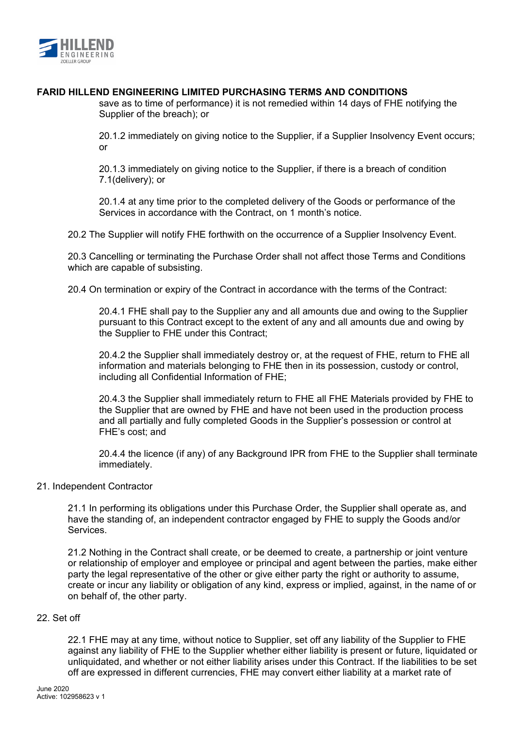save as to time of performance) it is not remedied within 14 days of FHE notifying the Supplier of the breach); or

20.1.2 immediately on giving notice to the Supplier, if a Supplier Insolvency Event occurs; or

20.1.3 immediately on giving notice to the Supplier, if there is a breach of condition 7.1(delivery); or

20.1.4 at any time prior to the completed delivery of the Goods or performance of the Services in accordance with the Contract, on 1 month's notice.

20.2 The Supplier will notify FHE forthwith on the occurrence of a Supplier Insolvency Event.

20.3 Cancelling or terminating the Purchase Order shall not affect those Terms and Conditions which are capable of subsisting.

20.4 On termination or expiry of the Contract in accordance with the terms of the Contract:

20.4.1 FHE shall pay to the Supplier any and all amounts due and owing to the Supplier pursuant to this Contract except to the extent of any and all amounts due and owing by the Supplier to FHE under this Contract;

20.4.2 the Supplier shall immediately destroy or, at the request of FHE, return to FHE all information and materials belonging to FHE then in its possession, custody or control, including all Confidential Information of FHE;

20.4.3 the Supplier shall immediately return to FHE all FHE Materials provided by FHE to the Supplier that are owned by FHE and have not been used in the production process and all partially and fully completed Goods in the Supplier's possession or control at FHE's cost; and

20.4.4 the licence (if any) of any Background IPR from FHE to the Supplier shall terminate immediately.

21. Independent Contractor

21.1 In performing its obligations under this Purchase Order, the Supplier shall operate as, and have the standing of, an independent contractor engaged by FHE to supply the Goods and/or Services.

21.2 Nothing in the Contract shall create, or be deemed to create, a partnership or joint venture or relationship of employer and employee or principal and agent between the parties, make either party the legal representative of the other or give either party the right or authority to assume, create or incur any liability or obligation of any kind, express or implied, against, in the name of or on behalf of, the other party.

22. Set off

22.1 FHE may at any time, without notice to Supplier, set off any liability of the Supplier to FHE against any liability of FHE to the Supplier whether either liability is present or future, liquidated or unliquidated, and whether or not either liability arises under this Contract. If the liabilities to be set off are expressed in different currencies, FHE may convert either liability at a market rate of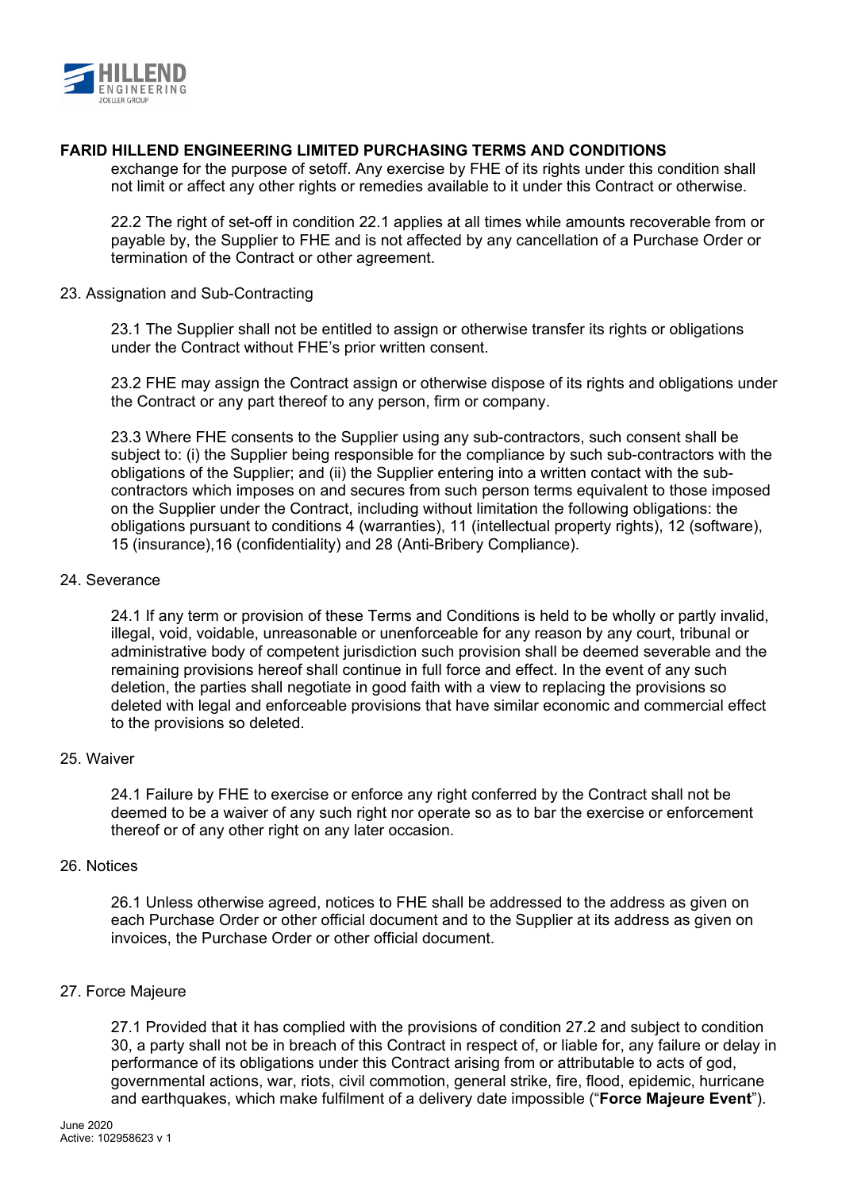exchange for the purpose of setoff. Any exercise by FHE of its rights under this condition shall not limit or affect any other rights or remedies available to it under this Contract or otherwise.

22.2 The right of set-off in condition 22.1 applies at all times while amounts recoverable from or payable by, the Supplier to FHE and is not affected by any cancellation of a Purchase Order or termination of the Contract or other agreement.

23. Assignation and Sub-Contracting

23.1 The Supplier shall not be entitled to assign or otherwise transfer its rights or obligations under the Contract without FHE's prior written consent.

23.2 FHE may assign the Contract assign or otherwise dispose of its rights and obligations under the Contract or any part thereof to any person, firm or company.

23.3 Where FHE consents to the Supplier using any sub-contractors, such consent shall be subject to: (i) the Supplier being responsible for the compliance by such sub-contractors with the obligations of the Supplier; and (ii) the Supplier entering into a written contact with the sub-contractors which imposes on and secures from such person terms equivalent to those imposed on the Supplier under the Contract, including without limitation the following obligations: the obligations pursuant to conditions 4 (warranties), 11 (intellectual property rights), 12 (software), 15 (insurance),16 (confidentiality) and 28 (Anti-Bribery Compliance).

24. Severance

24.1 If any term or provision of these Terms and Conditions is held to be wholly or partly invalid, illegal, void, voidable, unreasonable or unenforceable for any reason by any court, tribunal or administrative body of competent jurisdiction such provision shall be deemed severable and the remaining provisions hereof shall continue in full force and effect. In the event of any such deletion, the parties shall negotiate in good faith with a view to replacing the provisions so deleted with legal and enforceable provisions that have similar economic and commercial effect to the provisions so deleted.

25. Waiver

24.1 Failure by FHE to exercise or enforce any right conferred by the Contract shall not be deemed to be a waiver of any such right nor operate so as to bar the exercise or enforcement thereof or of any other right on any later occasion.

26. Notices

26.1 Unless otherwise agreed, notices to FHE shall be addressed to the address as given on each Purchase Order or other official document and to the Supplier at its address as given on invoices, the Purchase Order or other official document.

27. Force Majeure

27.1 Provided that it has complied with the provisions of condition 27.2 and subject to condition 30, a party shall not be in breach of this Contract in respect of, or liable for, any failure or delay in performance of its obligations under this Contract arising from or attributable to acts of god, governmental actions, war, riots, civil commotion, general strike, fire, flood, epidemic, hurricane and earthquakes, which make fulfilment of a delivery date impossible ("**Force Majeure Event**").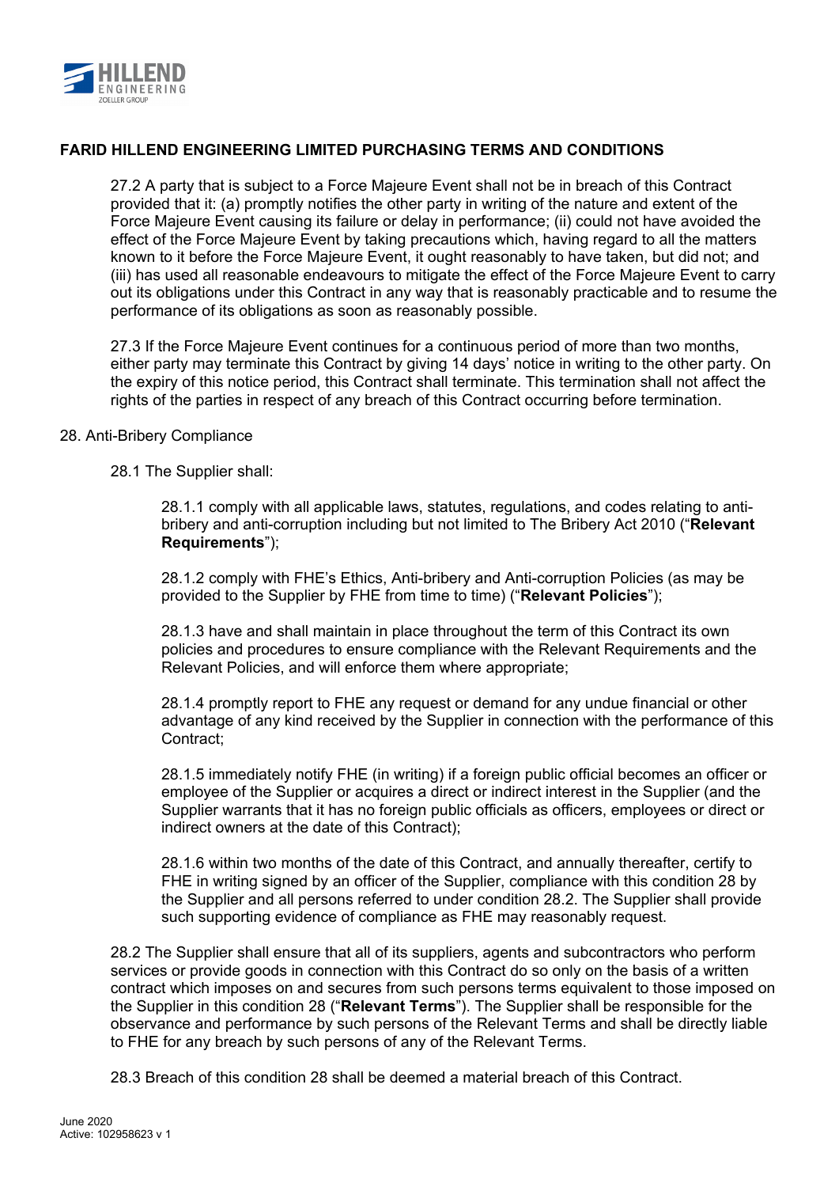**FARID HILLEND ENGINEERING LIMITED PURCHASING TERMS AND CONDITIONS**

27.2 A party that is subject to a Force Majeure Event shall not be in breach of this Contract provided that it: (a) promptly notifies the other party in writing of the nature and extent of the Force Majeure Event causing its failure or delay in performance; (ii) could not have avoided the effect of the Force Majeure Event by taking precautions which, having regard to all the matters known to it before the Force Majeure Event, it ought reasonably to have taken, but did not; and (iii) has used all reasonable endeavours to mitigate the effect of the Force Majeure Event to carry out its obligations under this Contract in any way that is reasonably practicable and to resume the performance of its obligations as soon as reasonably possible.

27.3 If the Force Majeure Event continues for a continuous period of more than two months, either party may terminate this Contract by giving 14 days' notice in writing to the other party. On the expiry of this notice period, this Contract shall terminate. This termination shall not affect the rights of the parties in respect of any breach of this Contract occurring before termination.

28. Anti-Bribery Compliance

28.1 The Supplier shall:

28.1.1 comply with all applicable laws, statutes, regulations, and codes relating to anti-bribery and anti-corruption including but not limited to The Bribery Act 2010 ("**Relevant Requirements**");

28.1.2 comply with FHE's Ethics, Anti-bribery and Anti-corruption Policies (as may be provided to the Supplier by FHE from time to time) ("**Relevant Policies**");

28.1.3 have and shall maintain in place throughout the term of this Contract its own policies and procedures to ensure compliance with the Relevant Requirements and the Relevant Policies, and will enforce them where appropriate;

28.1.4 promptly report to FHE any request or demand for any undue financial or other advantage of any kind received by the Supplier in connection with the performance of this Contract;

28.1.5 immediately notify FHE (in writing) if a foreign public official becomes an officer or employee of the Supplier or acquires a direct or indirect interest in the Supplier (and the Supplier warrants that it has no foreign public officials as officers, employees or direct or indirect owners at the date of this Contract);

28.1.6 within two months of the date of this Contract, and annually thereafter, certify to FHE in writing signed by an officer of the Supplier, compliance with this condition 28 by the Supplier and all persons referred to under condition 28.2. The Supplier shall provide such supporting evidence of compliance as FHE may reasonably request.

28.2 The Supplier shall ensure that all of its suppliers, agents and subcontractors who perform services or provide goods in connection with this Contract do so only on the basis of a written contract which imposes on and secures from such persons terms equivalent to those imposed on the Supplier in this condition 28 ("**Relevant Terms**"). The Supplier shall be responsible for the observance and performance by such persons of the Relevant Terms and shall be directly liable to FHE for any breach by such persons of any of the Relevant Terms.

28.3 Breach of this condition 28 shall be deemed a material breach of this Contract.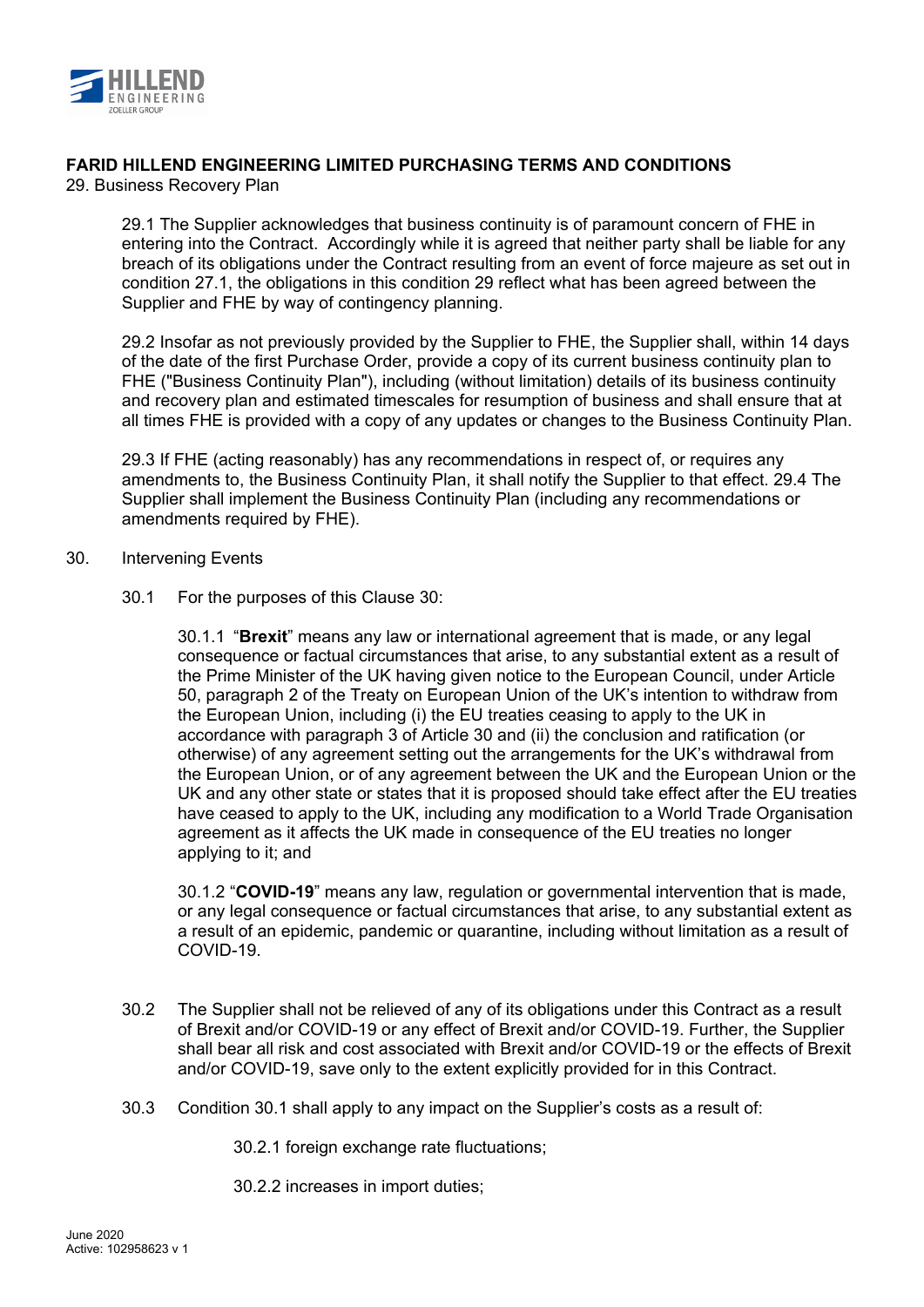**FARID HILLEND ENGINEERING LIMITED PURCHASING TERMS AND CONDITIONS**

29. Business Recovery Plan

29.1 The Supplier acknowledges that business continuity is of paramount concern of FHE in entering into the Contract. Accordingly while it is agreed that neither party shall be liable for any breach of its obligations under the Contract resulting from an event of force majeure as set out in condition 27.1, the obligations in this condition 29 reflect what has been agreed between the Supplier and FHE by way of contingency planning.

29.2 Insofar as not previously provided by the Supplier to FHE, the Supplier shall, within 14 days of the date of the first Purchase Order, provide a copy of its current business continuity plan to FHE ("Business Continuity Plan"), including (without limitation) details of its business continuity and recovery plan and estimated timescales for resumption of business and shall ensure that at all times FHE is provided with a copy of any updates or changes to the Business Continuity Plan.

29.3 If FHE (acting reasonably) has any recommendations in respect of, or requires any amendments to, the Business Continuity Plan, it shall notify the Supplier to that effect. 29.4 The Supplier shall implement the Business Continuity Plan (including any recommendations or amendments required by FHE).

30. Intervening Events

30.1 For the purposes of this Clause 30:

30.1.1 "**Brexit**" means any law or international agreement that is made, or any legal consequence or factual circumstances that arise, to any substantial extent as a result of the Prime Minister of the UK having given notice to the European Council, under Article 50, paragraph 2 of the Treaty on European Union of the UK's intention to withdraw from the European Union, including (i) the EU treaties ceasing to apply to the UK in accordance with paragraph 3 of Article 30 and (ii) the conclusion and ratification (or otherwise) of any agreement setting out the arrangements for the UK's withdrawal from the European Union, or of any agreement between the UK and the European Union or the UK and any other state or states that it is proposed should take effect after the EU treaties have ceased to apply to the UK, including any modification to a World Trade Organisation agreement as it affects the UK made in consequence of the EU treaties no longer applying to it; and

30.1.2 "**COVID-19**" means any law, regulation or governmental intervention that is made, or any legal consequence or factual circumstances that arise, to any substantial extent as a result of an epidemic, pandemic or quarantine, including without limitation as a result of COVID-19.

30.2 The Supplier shall not be relieved of any of its obligations under this Contract as a result of Brexit and/or COVID-19 or any effect of Brexit and/or COVID-19. Further, the Supplier shall bear all risk and cost associated with Brexit and/or COVID-19 or the effects of Brexit and/or COVID-19, save only to the extent explicitly provided for in this Contract.

30.3 Condition 30.1 shall apply to any impact on the Supplier's costs as a result of:

30.2.1 foreign exchange rate fluctuations;

30.2.2 increases in import duties;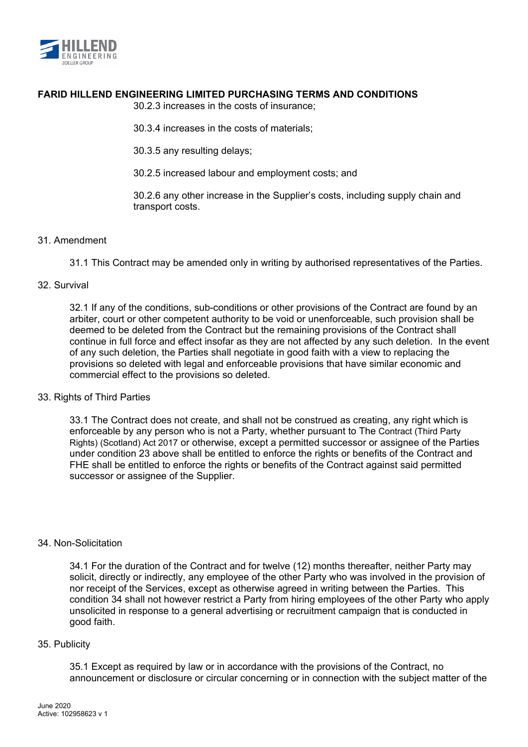30.2.3 increases in the costs of insurance;

30.3.4 increases in the costs of materials;

30.3.5 any resulting delays;

30.2.5 increased labour and employment costs; and

30.2.6 any other increase in the Supplier's costs, including supply chain and transport costs.

31. Amendment

31.1 This Contract may be amended only in writing by authorised representatives of the Parties.

32. Survival

32.1 If any of the conditions, sub-conditions or other provisions of the Contract are found by an arbiter, court or other competent authority to be void or unenforceable, such provision shall be deemed to be deleted from the Contract but the remaining provisions of the Contract shall continue in full force and effect insofar as they are not affected by any such deletion. In the event of any such deletion, the Parties shall negotiate in good faith with a view to replacing the provisions so deleted with legal and enforceable provisions that have similar economic and commercial effect to the provisions so deleted.

33. Rights of Third Parties

33.1 The Contract does not create, and shall not be construed as creating, any right which is enforceable by any person who is not a Party, whether pursuant to The Contract (Third Party Rights) (Scotland) Act 2017 or otherwise, except a permitted successor or assignee of the Parties under condition 23 above shall be entitled to enforce the rights or benefits of the Contract and FHE shall be entitled to enforce the rights or benefits of the Contract against said permitted successor or assignee of the Supplier.

34. Non-Solicitation

34.1 For the duration of the Contract and for twelve (12) months thereafter, neither Party may solicit, directly or indirectly, any employee of the other Party who was involved in the provision of nor receipt of the Services, except as otherwise agreed in writing between the Parties. This condition 34 shall not however restrict a Party from hiring employees of the other Party who apply unsolicited in response to a general advertising or recruitment campaign that is conducted in good faith.

35. Publicity

35.1 Except as required by law or in accordance with the provisions of the Contract, no announcement or disclosure or circular concerning or in connection with the subject matter of the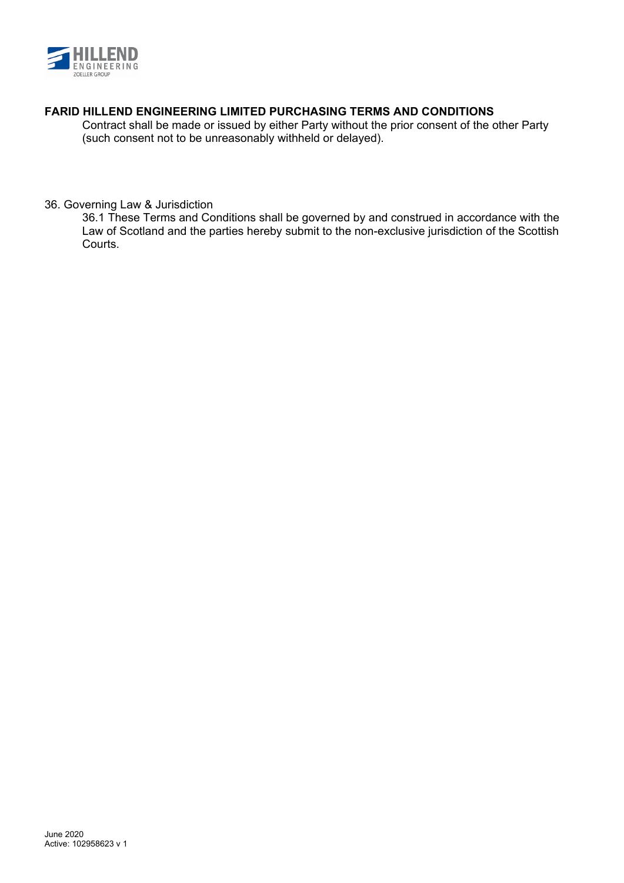Contract shall be made or issued by either Party without the prior consent of the other Party (such consent not to be unreasonably withheld or delayed).

36. Governing Law & Jurisdiction

36.1 These Terms and Conditions shall be governed by and construed in accordance with the Law of Scotland and the parties hereby submit to the non-exclusive jurisdiction of the Scottish Courts.